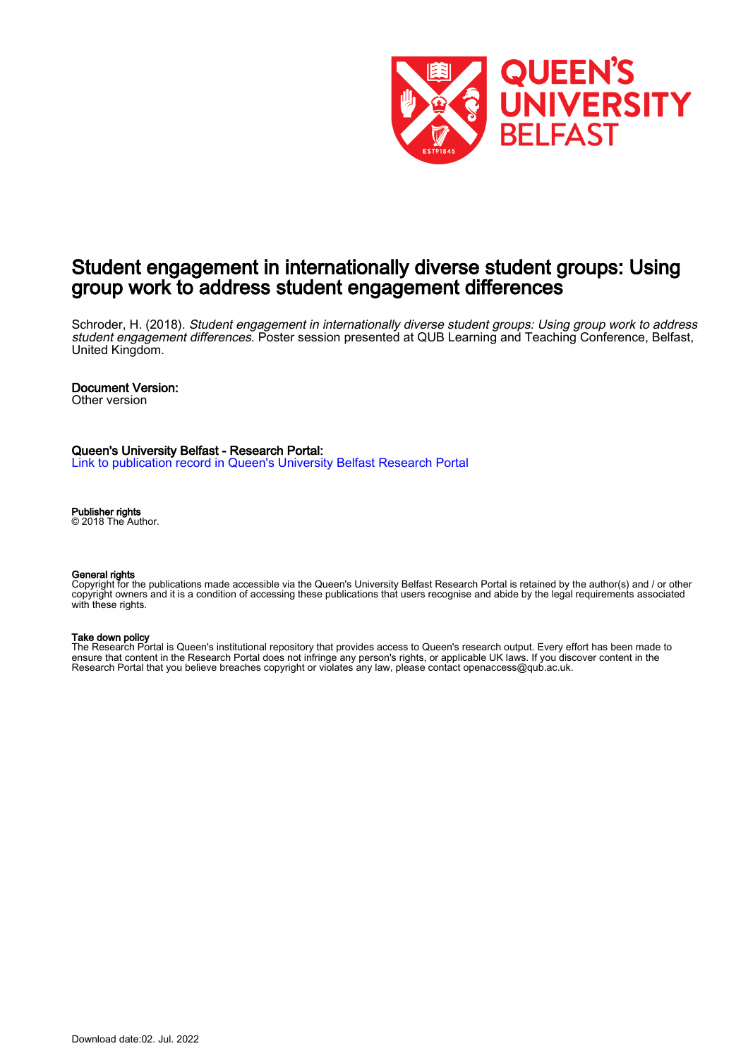# Student engagement in internationally diverse student groups: Using group work to address student engagement differences

Schroder, H. (2018). *Student engagement in internationally diverse student groups: Using group work to address student engagement differences*. Poster session presented at QUB Learning and Teaching Conference, Belfast, United Kingdom.

**Document Version:**
Other version

**Queen's University Belfast - Research Portal:**
Link to publication record in Queen's University Belfast Research Portal

**Publisher rights**
© 2018 The Author.

**General rights**
Copyright for the publications made accessible via the Queen's University Belfast Research Portal is retained by the author(s) and / or other copyright owners and it is a condition of accessing these publications that users recognise and abide by the legal requirements associated with these rights.

**Take down policy**
The Research Portal is Queen's institutional repository that provides access to Queen's research output. Every effort has been made to ensure that content in the Research Portal does not infringe any person's rights, or applicable UK laws. If you discover content in the Research Portal that you believe breaches copyright or violates any law, please contact openaccess@qub.ac.uk.

Download date:02. Jul. 2022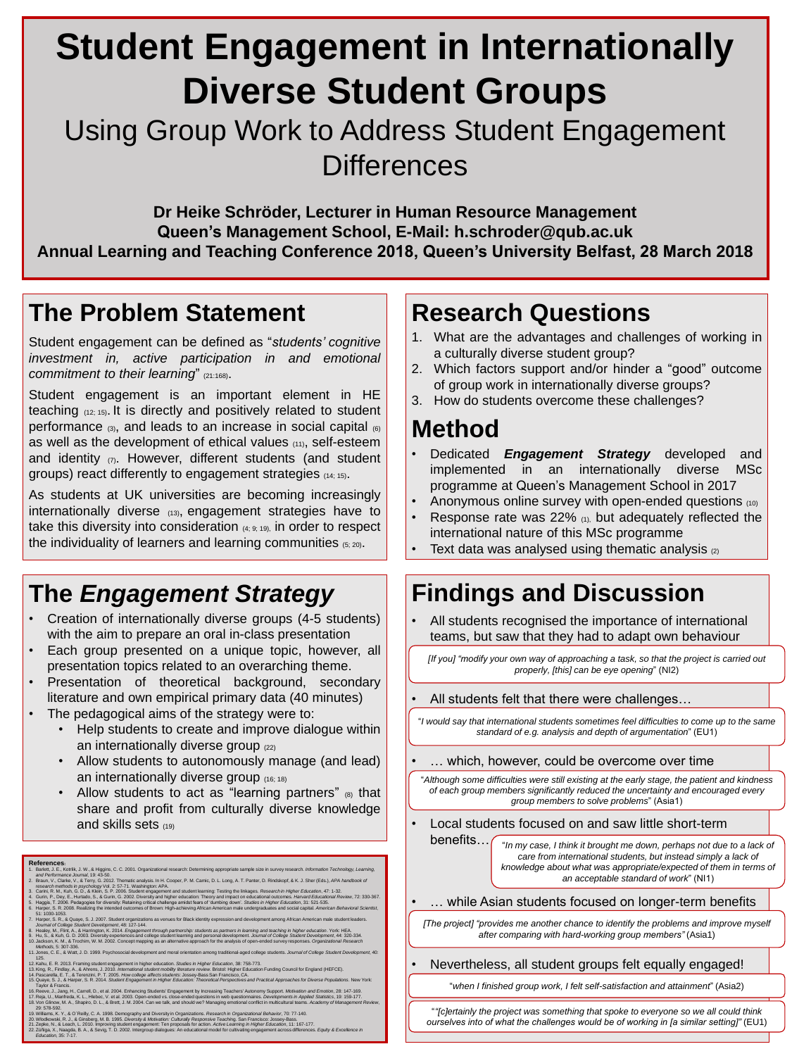# Student Engagement in Internationally Diverse Student Groups

## Using Group Work to Address Student Engagement Differences

**Dr Heike Schröder, Lecturer in Human Resource Management**
**Queen's Management School, E-Mail: h.schroder@qub.ac.uk**
**Annual Learning and Teaching Conference 2018, Queen's University Belfast, 28 March 2018**

## The Problem Statement

Student engagement can be defined as "*students' cognitive investment in, active participation in and emotional commitment to their learning*" (21:168).

Student engagement is an important element in HE teaching (12; 15). It is directly and positively related to student performance (3), and leads to an increase in social capital (6) as well as the development of ethical values (11), self-esteem and identity (7). However, different students (and student groups) react differently to engagement strategies (14; 15).

As students at UK universities are becoming increasingly internationally diverse (13), engagement strategies have to take this diversity into consideration (4; 9; 19), in order to respect the individuality of learners and learning communities (5; 20).

## The *Engagement Strategy*

- Creation of internationally diverse groups (4-5 students) with the aim to prepare an oral in-class presentation
- Each group presented on a unique topic, however, all presentation topics related to an overarching theme.
- Presentation of theoretical background, secondary literature and own empirical primary data (40 minutes)
- The pedagogical aims of the strategy were to:
  - Help students to create and improve dialogue within an internationally diverse group (22)
  - Allow students to autonomously manage (and lead) an internationally diverse group (16; 18)
  - Allow students to act as "learning partners" (8) that share and profit from culturally diverse knowledge and skills sets (19)

**References:**

1. Barlett, J. E., Kotrlik, J. W., & Higgins, C. C. 2001. Organizational research: Determining appropriate sample size in survey research. *Information Technology, Learning, and Performance Journal*, 19: 43-50.
2. Braun, V., Clarke, V., & Terry, G. 2012. Thematic analysis. In H. Cooper, P. M. Camic, D. L. Long, A. T. Panter, D. Rindskopf, & K. J. Sher (Eds.), *APA handbook of research methods in psychology* Vol. 2: 57-71. Washington: APA.
3. Carini, R. M., Kuh, G. D., & Klein, S. P. 2006. Student engagement and student learning: Testing the linkages. *Research in Higher Education*, 47: 1-32.
4. Gurin, P., Dey, E., Hurtado, S., & Gurin, G. 2002. Diversity and higher education: Theory and impact on educational outcomes. *Harvard Educational Review*, 72: 330-367.
5. Haggis, T. 2006. Pedagogies for diversity: Retaining critical challenge amidst fears of 'dumbing down'. *Studies in Higher Education*, 31: 521-535.
6. Harper, S. R. 2008. Realizing the intended outcomes of Brown: High-achieving African American male undergraduates and social capital. *American Behavioral Scientist*, 51: 1030-1053.
7. Harper, S. R., & Quaye, S. J. 2007. Student organizations as venues for Black identity expression and development among African American male student leaders. *Journal of College Student Development*, 48: 127-144.
8. Healey, M., Flint, A., & Harrington, K. 2014. *Engagement through partnership: students as partners in learning and teaching in higher education*. York: HEA.
9. Hu, S., & Kuh, G. D. 2003. Diversity experiences and college student learning and personal development. *Journal of College Student Development*, 44: 320-334.
10. Jackson, K. M., & Trochim, W. M. 2002. Concept mapping as an alternative approach for the analysis of open-ended survey responses. *Organizational Research Methods*, 5: 307-336.
11. Jones, C. E., & Watt, J. D. 1999. Psychosocial development and moral orientation among traditional-aged college students. *Journal of College Student Development*, 40: 125.
12. Kahu, E. R. 2013. Framing student engagement in higher education. *Studies in Higher Education*, 38: 758-773.
13. King, R., Findlay, A., & Ahrens, J. 2010. *International student mobility literature review*. Bristol: Higher Education Funding Council for England (HEFCE).
14. Pascarella, E. T., & Terenzini, P. T. 2005. *How college affects students*: Jossey-Bass San Francisco, CA.
15. Quaye, S. J., & Harper, S. R. 2014. *Student Engagement in Higher Education: Theoretical Perspectives and Practical Approaches for Diverse Populations*. New York: Taylor & Francis.
16. Reeve, J., Jang, H., Carrell, D., et al. 2004. Enhancing Students' Engagement by Increasing Teachers' Autonomy Support. *Motivation and Emotion*, 28: 147-169.
17. Reja, U., Manfreda, K. L., Hlebec, V. et al. 2003. Open-ended vs. close-ended questions in web questionnaires. *Developments in Applied Statistics*, 19: 159-177.
18. Von Glinow, M. A., Shapiro, D. L., & Brett, J. M. 2004. Can we talk, and should we? Managing emotional conflict in multicultural teams. *Academy of Management Review*, 29: 578-592.
19. Williams, K. Y., & O'Reilly, C. A. 1998. Demography and Diversity in Organizations. *Research in Organizational Behavior*, 20: 77-140.
20. Wlodkowski, R. J., & Ginsberg, M. B. 1995. *Diversity & Motivation: Culturally Responsive Teaching*. San Francisco: Jossey-Bass.
21. Zepke, N., & Leach, L. 2010. Improving student engagement: Ten proposals for action. *Active Learning in Higher Education*, 11: 167-177.
22. Zúñiga, X., Naagda, B. A., & Sevig, T. D. 2002. Intergroup dialogues: An educational model for cultivating engagement across differences. *Equity & Excellence in Education*, 35: 7-17.

## Research Questions

1. What are the advantages and challenges of working in a culturally diverse student group?
2. Which factors support and/or hinder a "good" outcome of group work in internationally diverse groups?
3. How do students overcome these challenges?

## Method

- Dedicated ***Engagement Strategy*** developed and implemented in an internationally diverse MSc programme at Queen's Management School in 2017
- Anonymous online survey with open-ended questions (10)
- Response rate was 22% (1), but adequately reflected the international nature of this MSc programme
- Text data was analysed using thematic analysis (2)

## Findings and Discussion

- All students recognised the importance of international teams, but saw that they had to adapt own behaviour

> *[If you] "modify your own way of approaching a task, so that the project is carried out properly, [this] can be eye opening"* (NI2)

- All students felt that there were challenges…

> "*I would say that international students sometimes feel difficulties to come up to the same standard of e.g. analysis and depth of argumentation*" (EU1)

- … which, however, could be overcome over time

> "*Although some difficulties were still existing at the early stage, the patient and kindness of each group members significantly reduced the uncertainty and encouraged every group members to solve problems*" (Asia1)

- Local students focused on and saw little short-term benefits…

> "*In my case, I think it brought me down, perhaps not due to a lack of care from international students, but instead simply a lack of knowledge about what was appropriate/expected of them in terms of an acceptable standard of work*" (NI1)

- … while Asian students focused on longer-term benefits

> *[The project] "provides me another chance to identify the problems and improve myself after comparing with hard-working group members"* (Asia1)

- Nevertheless, all student groups felt equally engaged!

> "*when I finished group work, I felt self-satisfaction and attainment*" (Asia2)

> "*"[c]ertainly the project was something that spoke to everyone so we all could think ourselves into of what the challenges would be of working in [a similar setting]"*" (EU1)